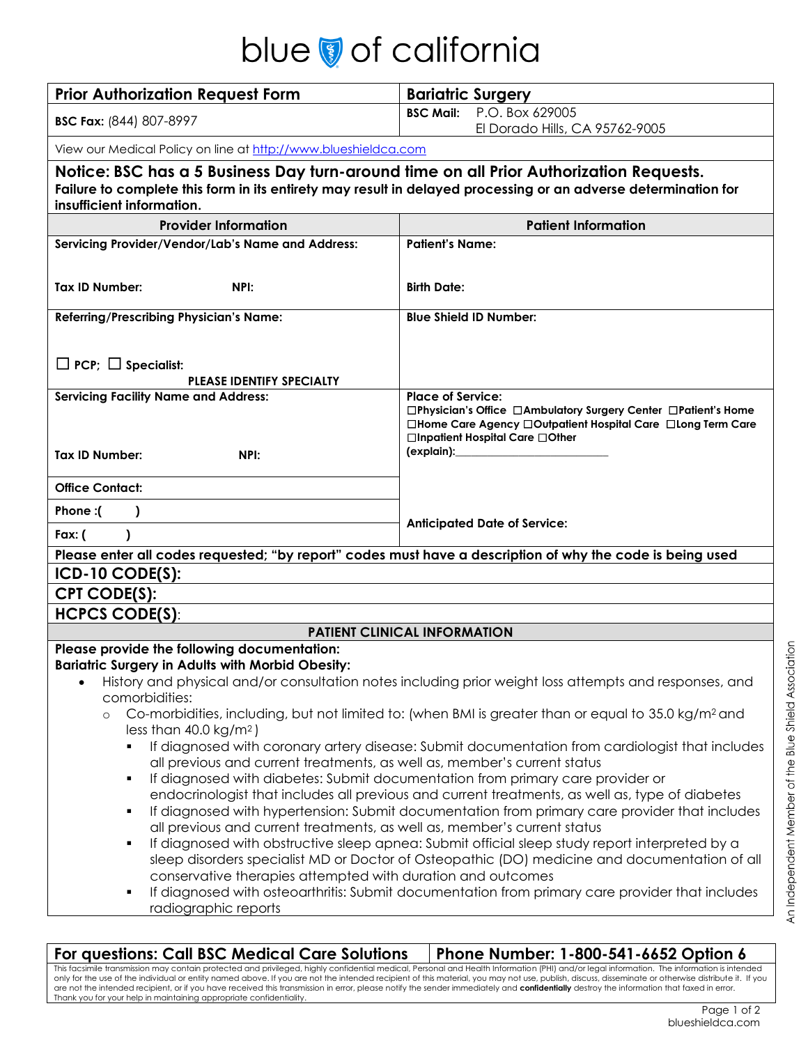# blue of california

| Prior Authorization Request Form | Bariatric Surgery |
|---|---|
| **BSC Fax:** (844) 807-8997 | **BSC Mail:** P.O. Box 629005 El Dorado Hills, CA 95762-9005 |

View our Medical Policy on line at http://www.blueshieldca.com

**Notice: BSC has a 5 Business Day turn-around time on all Prior Authorization Requests.**
**Failure to complete this form in its entirety may result in delayed processing or an adverse determination for insufficient information.**

| Provider Information | Patient Information |
|---|---|
| **Servicing Provider/Vendor/Lab's Name and Address:**<br><br>**Tax ID Number:** **NPI:** | **Patient's Name:**<br><br>**Birth Date:** |
| **Referring/Prescribing Physician's Name:**<br><br>☐ **PCP;** ☐ **Specialist:**<br>**PLEASE IDENTIFY SPECIALTY** | **Blue Shield ID Number:** |
| **Servicing Facility Name and Address:**<br><br>**Tax ID Number:** **NPI:** | **Place of Service:**<br>☐**Physician's Office** ☐**Ambulatory Surgery Center** ☐**Patient's Home** ☐**Home Care Agency** ☐**Outpatient Hospital Care** ☐**Long Term Care** ☐**Inpatient Hospital Care** ☐**Other (explain):**\_\_\_\_\_\_\_\_\_\_\_\_\_\_\_\_\_\_\_\_\_\_\_\_\_\_ |
| **Office Contact:** | |
| **Phone :( )** | **Anticipated Date of Service:** |
| **Fax: ( )** | |

**Please enter all codes requested; "by report" codes must have a description of why the code is being used**

**ICD-10 CODE(S):**

**CPT CODE(S):**

**HCPCS CODE(S)**:

## PATIENT CLINICAL INFORMATION

**Please provide the following documentation:**
**Bariatric Surgery in Adults with Morbid Obesity:**

- History and physical and/or consultation notes including prior weight loss attempts and responses, and comorbidities:
  - Co-morbidities, including, but not limited to: (when BMI is greater than or equal to 35.0 kg/m$^2$ and less than 40.0 kg/m$^2$ )
    - If diagnosed with coronary artery disease: Submit documentation from cardiologist that includes all previous and current treatments, as well as, member's current status
    - If diagnosed with diabetes: Submit documentation from primary care provider or endocrinologist that includes all previous and current treatments, as well as, type of diabetes
    - If diagnosed with hypertension: Submit documentation from primary care provider that includes all previous and current treatments, as well as, member's current status
    - If diagnosed with obstructive sleep apnea: Submit official sleep study report interpreted by a sleep disorders specialist MD or Doctor of Osteopathic (DO) medicine and documentation of all conservative therapies attempted with duration and outcomes
    - If diagnosed with osteoarthritis: Submit documentation from primary care provider that includes radiographic reports

An Independent Member of the Blue Shield Association

| For questions: Call BSC Medical Care Solutions | Phone Number: 1-800-541-6652 Option 6 |
|---|---|

This facsimile transmission may contain protected and privileged, highly confidential medical, Personal and Health Information (PHI) and/or legal information. The information is intended only for the use of the individual or entity named above. If you are not the intended recipient of this material, you may not use, publish, discuss, disseminate or otherwise distribute it. If you are not the intended recipient, or if you have received this transmission in error, please notify the sender immediately and **confidentially** destroy the information that faxed in error. Thank you for your help in maintaining appropriate confidentiality.

blueshieldca.com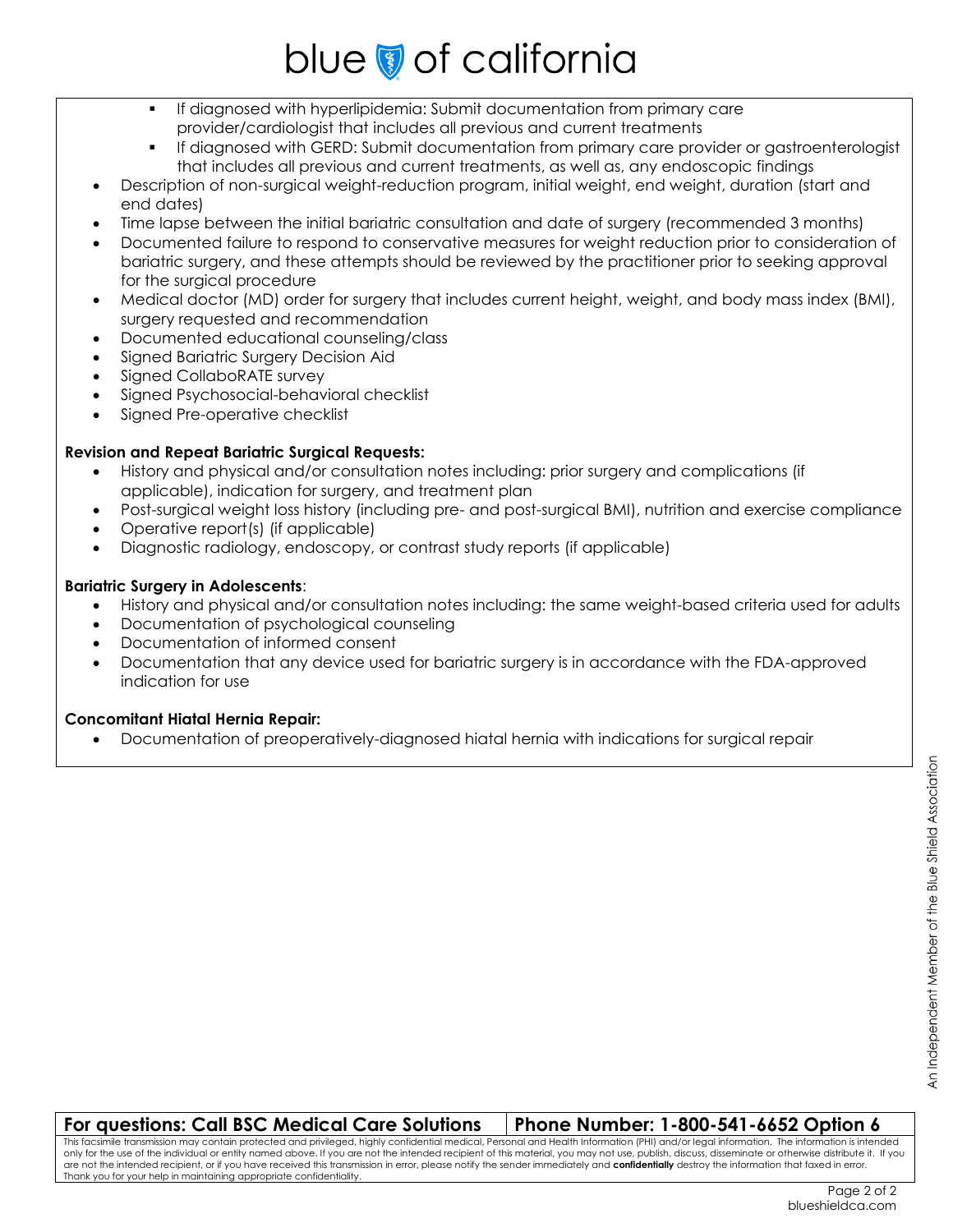- If diagnosed with hyperlipidemia: Submit documentation from primary care provider/cardiologist that includes all previous and current treatments
  - If diagnosed with GERD: Submit documentation from primary care provider or gastroenterologist that includes all previous and current treatments, as well as, any endoscopic findings
- Description of non-surgical weight-reduction program, initial weight, end weight, duration (start and end dates)
- Time lapse between the initial bariatric consultation and date of surgery (recommended 3 months)
- Documented failure to respond to conservative measures for weight reduction prior to consideration of bariatric surgery, and these attempts should be reviewed by the practitioner prior to seeking approval for the surgical procedure
- Medical doctor (MD) order for surgery that includes current height, weight, and body mass index (BMI), surgery requested and recommendation
- Documented educational counseling/class
- Signed Bariatric Surgery Decision Aid
- Signed CollaboRATE survey
- Signed Psychosocial-behavioral checklist
- Signed Pre-operative checklist

**Revision and Repeat Bariatric Surgical Requests:**

- History and physical and/or consultation notes including: prior surgery and complications (if applicable), indication for surgery, and treatment plan
- Post-surgical weight loss history (including pre- and post-surgical BMI), nutrition and exercise compliance
- Operative report(s) (if applicable)
- Diagnostic radiology, endoscopy, or contrast study reports (if applicable)

**Bariatric Surgery in Adolescents**:

- History and physical and/or consultation notes including: the same weight-based criteria used for adults
- Documentation of psychological counseling
- Documentation of informed consent
- Documentation that any device used for bariatric surgery is in accordance with the FDA-approved indication for use

**Concomitant Hiatal Hernia Repair:**

- Documentation of preoperatively-diagnosed hiatal hernia with indications for surgical repair

| For questions: Call BSC Medical Care Solutions | Phone Number: 1-800-541-6652 Option 6 |
| --- | --- |

This facsimile transmission may contain protected and privileged, highly confidential medical, Personal and Health Information (PHI) and/or legal information. The information is intended only for the use of the individual or entity named above. If you are not the intended recipient of this material, you may not use, publish, discuss, disseminate or otherwise distribute it. If you are not the intended recipient, or if you have received this transmission in error, please notify the sender immediately and **confidentially** destroy the information that faxed in error. Thank you for your help in maintaining appropriate confidentiality.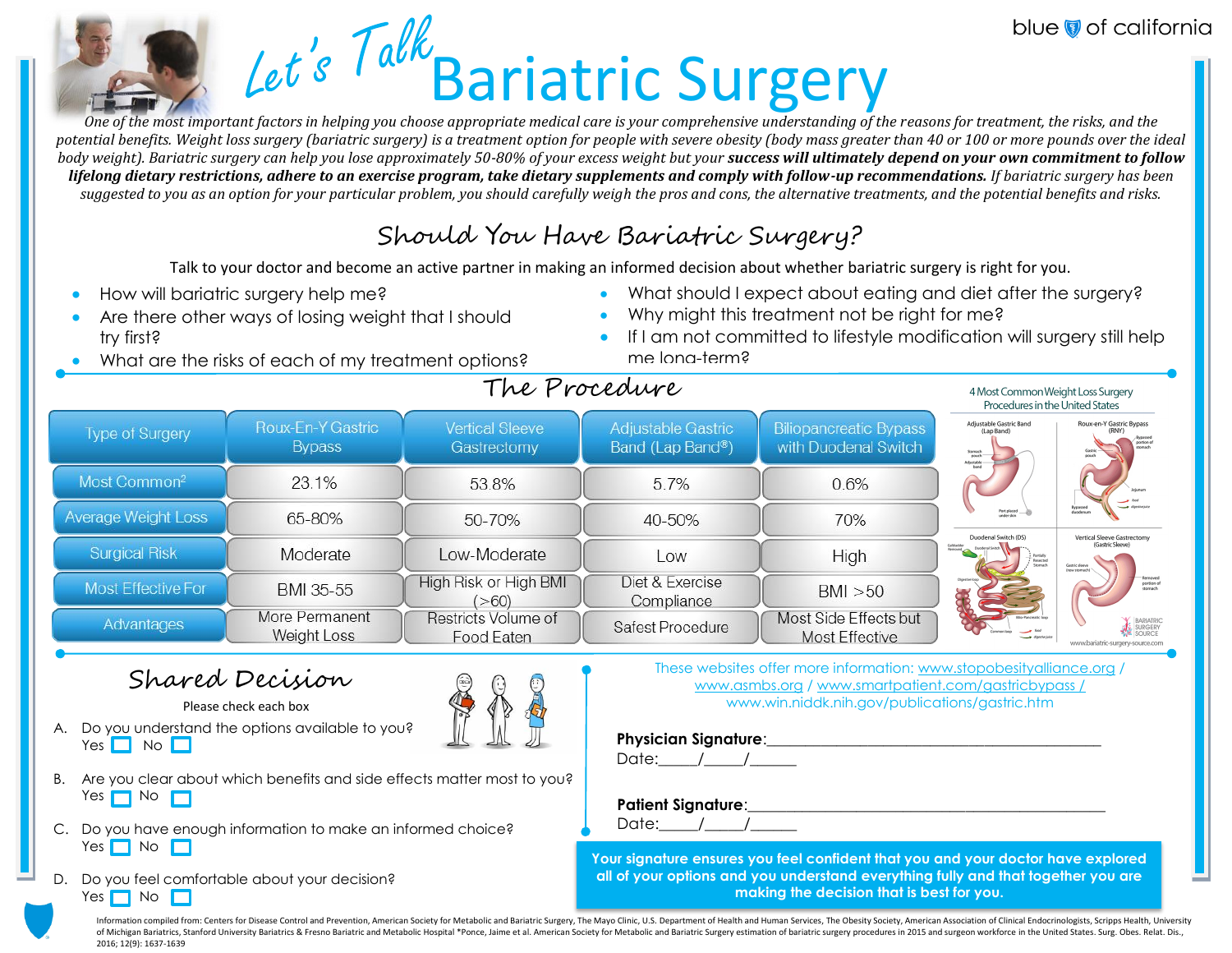blue of california

# Let's Talk Bariatric Surgery

*One of the most important factors in helping you choose appropriate medical care is your comprehensive understanding of the reasons for treatment, the risks, and the potential benefits. Weight loss surgery (bariatric surgery) is a treatment option for people with severe obesity (body mass greater than 40 or 100 or more pounds over the ideal body weight). Bariatric surgery can help you lose approximately 50-80% of your excess weight but your* ***success will ultimately depend on your own commitment to follow lifelong dietary restrictions, adhere to an exercise program, take dietary supplements and comply with follow-up recommendations.*** *If bariatric surgery has been suggested to you as an option for your particular problem, you should carefully weigh the pros and cons, the alternative treatments, and the potential benefits and risks.*

## Should You Have Bariatric Surgery?

Talk to your doctor and become an active partner in making an informed decision about whether bariatric surgery is right for you.

- How will bariatric surgery help me?
- Are there other ways of losing weight that I should try first?
- What are the risks of each of my treatment options?
- What should I expect about eating and diet after the surgery?
- Why might this treatment not be right for me?
- If I am not committed to lifestyle modification will surgery still help me long-term?

## The Procedure

| Type of Surgery | Roux-En-Y Gastric Bypass | Vertical Sleeve Gastrectomy | Adjustable Gastric Band (Lap Band®) | Biliopancreatic Bypass with Duodenal Switch |
|---|---|---|---|---|
| Most Common[2] | 23.1% | 53.8% | 5.7% | 0.6% |
| Average Weight Loss | 65-80% | 50-70% | 40-50% | 70% |
| Surgical Risk | Moderate | Low-Moderate | Low | High |
| Most Effective For | BMI 35-55 | High Risk or High BMI (>60) | Diet & Exercise Compliance | BMI >50 |
| Advantages | More Permanent Weight Loss | Restricts Volume of Food Eaten | Safest Procedure | Most Side Effects but Most Effective |

4 Most Common Weight Loss Surgery Procedures in the United States

Adjustable Gastric Band (Lap Band) · Roux-en-Y Gastric Bypass (RNY) · Duodenal Switch (DS) · Vertical Sleeve Gastrectomy (Gastric Sleeve)

www.bariatric-surgery-source.com

## Shared Decision

Please check each box

A. Do you understand the options available to you?
Yes ☐ No ☐

B. Are you clear about which benefits and side effects matter most to you?
Yes ☐ No ☐

C. Do you have enough information to make an informed choice?
Yes ☐ No ☐

D. Do you feel comfortable about your decision?
Yes ☐ No ☐

These websites offer more information: www.stopobesityalliance.org / www.asmbs.org / www.smartpatient.com/gastricbypass / www.win.niddk.nih.gov/publications/gastric.htm

**Physician Signature**:\_\_\_\_\_\_\_\_\_\_\_\_\_\_\_\_\_\_\_\_\_\_\_\_\_\_\_\_\_\_\_\_\_\_\_\_
Date:\_\_\_\_/\_\_\_\_/\_\_\_\_\_

**Patient Signature**:\_\_\_\_\_\_\_\_\_\_\_\_\_\_\_\_\_\_\_\_\_\_\_\_\_\_\_\_\_\_\_\_\_\_\_\_
Date:\_\_\_\_/\_\_\_\_/\_\_\_\_\_

**Your signature ensures you feel confident that you and your doctor have explored all of your options and you understand everything fully and that together you are making the decision that is best for you.**

Information compiled from: Centers for Disease Control and Prevention, American Society for Metabolic and Bariatric Surgery, The Mayo Clinic, U.S. Department of Health and Human Services, The Obesity Society, American Association of Clinical Endocrinologists, Scripps Health, University of Michigan Bariatrics, Stanford University Bariatrics & Fresno Bariatric and Metabolic Hospital *Ponce, Jaime et al. American Society for Metabolic and Bariatric Surgery estimation of bariatric surgery procedures in 2015 and surgeon workforce in the United States. Surg. Obes. Relat. Dis., 2016; 12(9): 1637-1639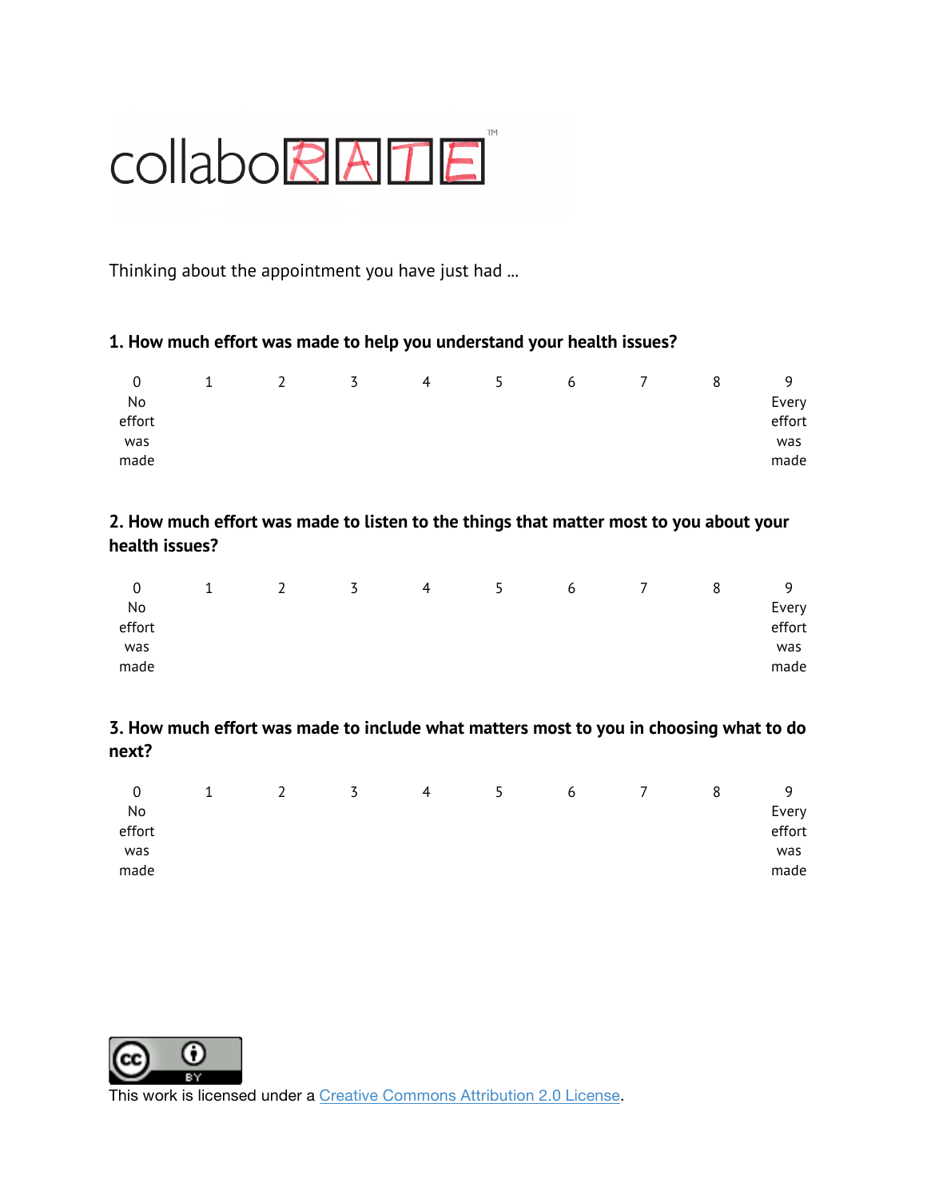# collaboRATE™

Thinking about the appointment you have just had ...

**1. How much effort was made to help you understand your health issues?**

| 0 | 1 | 2 | 3 | 4 | 5 | 6 | 7 | 8 | 9 |
|---|---|---|---|---|---|---|---|---|---|
| No effort was made | | | | | | | | | Every effort was made |

**2. How much effort was made to listen to the things that matter most to you about your health issues?**

| 0 | 1 | 2 | 3 | 4 | 5 | 6 | 7 | 8 | 9 |
|---|---|---|---|---|---|---|---|---|---|
| No effort was made | | | | | | | | | Every effort was made |

**3. How much effort was made to include what matters most to you in choosing what to do next?**

| 0 | 1 | 2 | 3 | 4 | 5 | 6 | 7 | 8 | 9 |
|---|---|---|---|---|---|---|---|---|---|
| No effort was made | | | | | | | | | Every effort was made |

This work is licensed under a Creative Commons Attribution 2.0 License.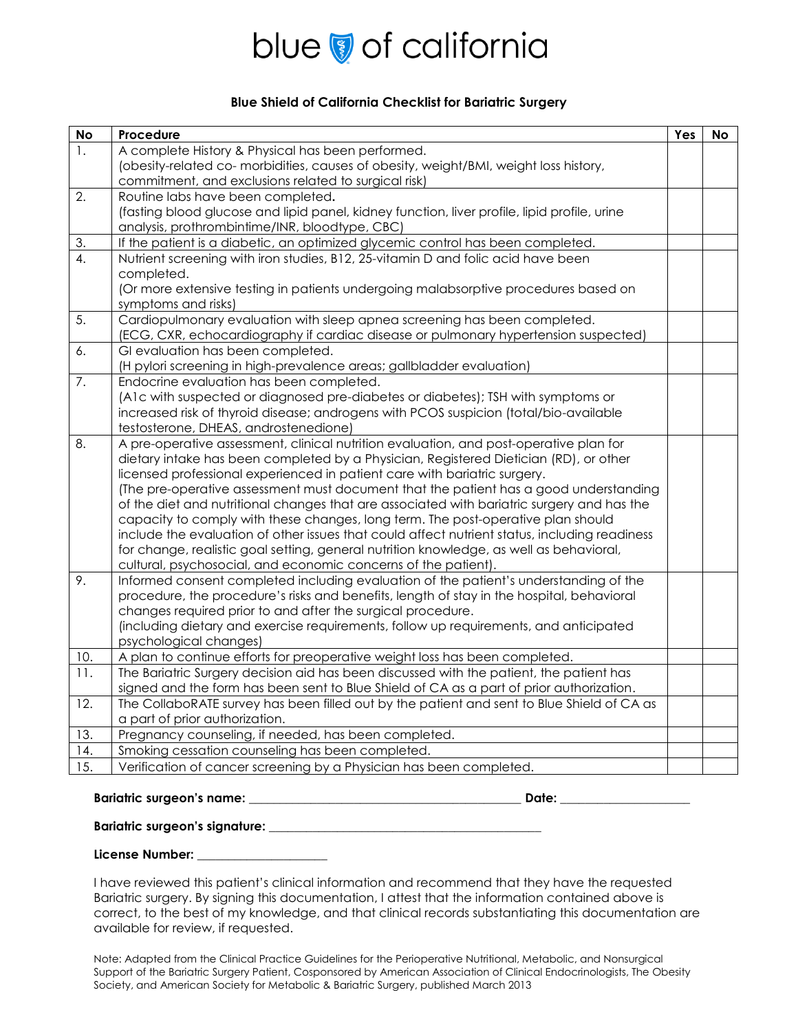blue of california

**Blue Shield of California Checklist for Bariatric Surgery**

| No | Procedure | Yes | No |
|---|---|---|---|
| 1. | A complete History & Physical has been performed.<br>(obesity-related co- morbidities, causes of obesity, weight/BMI, weight loss history, commitment, and exclusions related to surgical risk) | | |
| 2. | Routine labs have been completed.<br>(fasting blood glucose and lipid panel, kidney function, liver profile, lipid profile, urine analysis, prothrombintime/INR, bloodtype, CBC) | | |
| 3. | If the patient is a diabetic, an optimized glycemic control has been completed. | | |
| 4. | Nutrient screening with iron studies, B12, 25-vitamin D and folic acid have been completed.<br>(Or more extensive testing in patients undergoing malabsorptive procedures based on symptoms and risks) | | |
| 5. | Cardiopulmonary evaluation with sleep apnea screening has been completed.<br>(ECG, CXR, echocardiography if cardiac disease or pulmonary hypertension suspected) | | |
| 6. | GI evaluation has been completed.<br>(H pylori screening in high-prevalence areas; gallbladder evaluation) | | |
| 7. | Endocrine evaluation has been completed.<br>(A1c with suspected or diagnosed pre-diabetes or diabetes); TSH with symptoms or increased risk of thyroid disease; androgens with PCOS suspicion (total/bio-available testosterone, DHEAS, androstenedione) | | |
| 8. | A pre-operative assessment, clinical nutrition evaluation, and post-operative plan for dietary intake has been completed by a Physician, Registered Dietician (RD), or other licensed professional experienced in patient care with bariatric surgery.<br>(The pre-operative assessment must document that the patient has a good understanding of the diet and nutritional changes that are associated with bariatric surgery and has the capacity to comply with these changes, long term. The post-operative plan should include the evaluation of other issues that could affect nutrient status, including readiness for change, realistic goal setting, general nutrition knowledge, as well as behavioral, cultural, psychosocial, and economic concerns of the patient). | | |
| 9. | Informed consent completed including evaluation of the patient's understanding of the procedure, the procedure's risks and benefits, length of stay in the hospital, behavioral changes required prior to and after the surgical procedure.<br>(including dietary and exercise requirements, follow up requirements, and anticipated psychological changes) | | |
| 10. | A plan to continue efforts for preoperative weight loss has been completed. | | |
| 11. | The Bariatric Surgery decision aid has been discussed with the patient, the patient has signed and the form has been sent to Blue Shield of CA as a part of prior authorization. | | |
| 12. | The CollaboRATE survey has been filled out by the patient and sent to Blue Shield of CA as a part of prior authorization. | | |
| 13. | Pregnancy counseling, if needed, has been completed. | | |
| 14. | Smoking cessation counseling has been completed. | | |
| 15. | Verification of cancer screening by a Physician has been completed. | | |

**Bariatric surgeon's name:** ____________________________________________ **Date:** ____________________

**Bariatric surgeon's signature:** ____________________________________________

**License Number:** ____________________

I have reviewed this patient's clinical information and recommend that they have the requested Bariatric surgery. By signing this documentation, I attest that the information contained above is correct, to the best of my knowledge, and that clinical records substantiating this documentation are available for review, if requested.

Note: Adapted from the Clinical Practice Guidelines for the Perioperative Nutritional, Metabolic, and Nonsurgical Support of the Bariatric Surgery Patient, Cosponsored by American Association of Clinical Endocrinologists, The Obesity Society, and American Society for Metabolic & Bariatric Surgery, published March 2013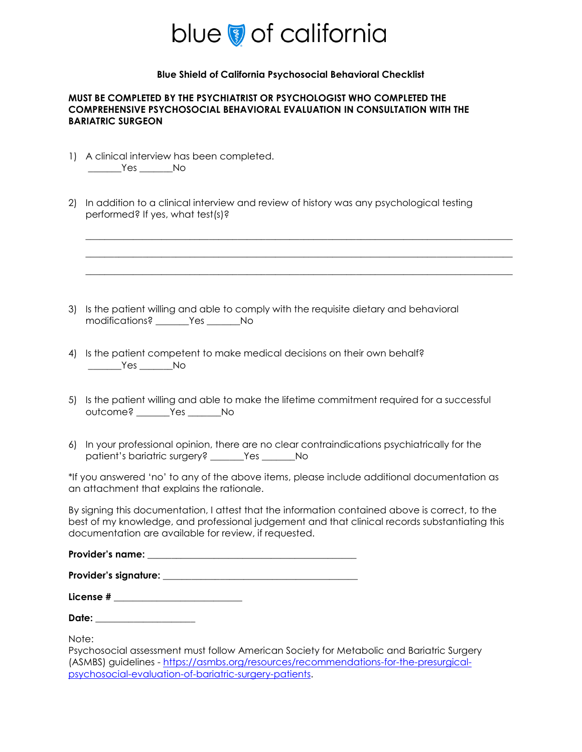blue of california

## Blue Shield of California Psychosocial Behavioral Checklist

**MUST BE COMPLETED BY THE PSYCHIATRIST OR PSYCHOLOGIST WHO COMPLETED THE COMPREHENSIVE PSYCHOSOCIAL BEHAVIORAL EVALUATION IN CONSULTATION WITH THE BARIATRIC SURGEON**

1) A clinical interview has been completed.
   _______Yes _______No

2) In addition to a clinical interview and review of history was any psychological testing performed? If yes, what test(s)?

   ______________________________________________________________________________

   ______________________________________________________________________________

   ______________________________________________________________________________

3) Is the patient willing and able to comply with the requisite dietary and behavioral modifications? _______Yes _______No

4) Is the patient competent to make medical decisions on their own behalf?
   _______Yes _______No

5) Is the patient willing and able to make the lifetime commitment required for a successful outcome? _______Yes _______No

6) In your professional opinion, there are no clear contraindications psychiatrically for the patient's bariatric surgery? _______Yes _______No

*If you answered 'no' to any of the above items, please include additional documentation as an attachment that explains the rationale.

By signing this documentation, I attest that the information contained above is correct, to the best of my knowledge, and professional judgement and that clinical records substantiating this documentation are available for review, if requested.

**Provider's name:** ____________________________________________

**Provider's signature:** _________________________________________

**License #** __________________________

**Date:** _____________________

Note:
Psychosocial assessment must follow American Society for Metabolic and Bariatric Surgery (ASMBS) guidelines - https://asmbs.org/resources/recommendations-for-the-presurgical-psychosocial-evaluation-of-bariatric-surgery-patients.